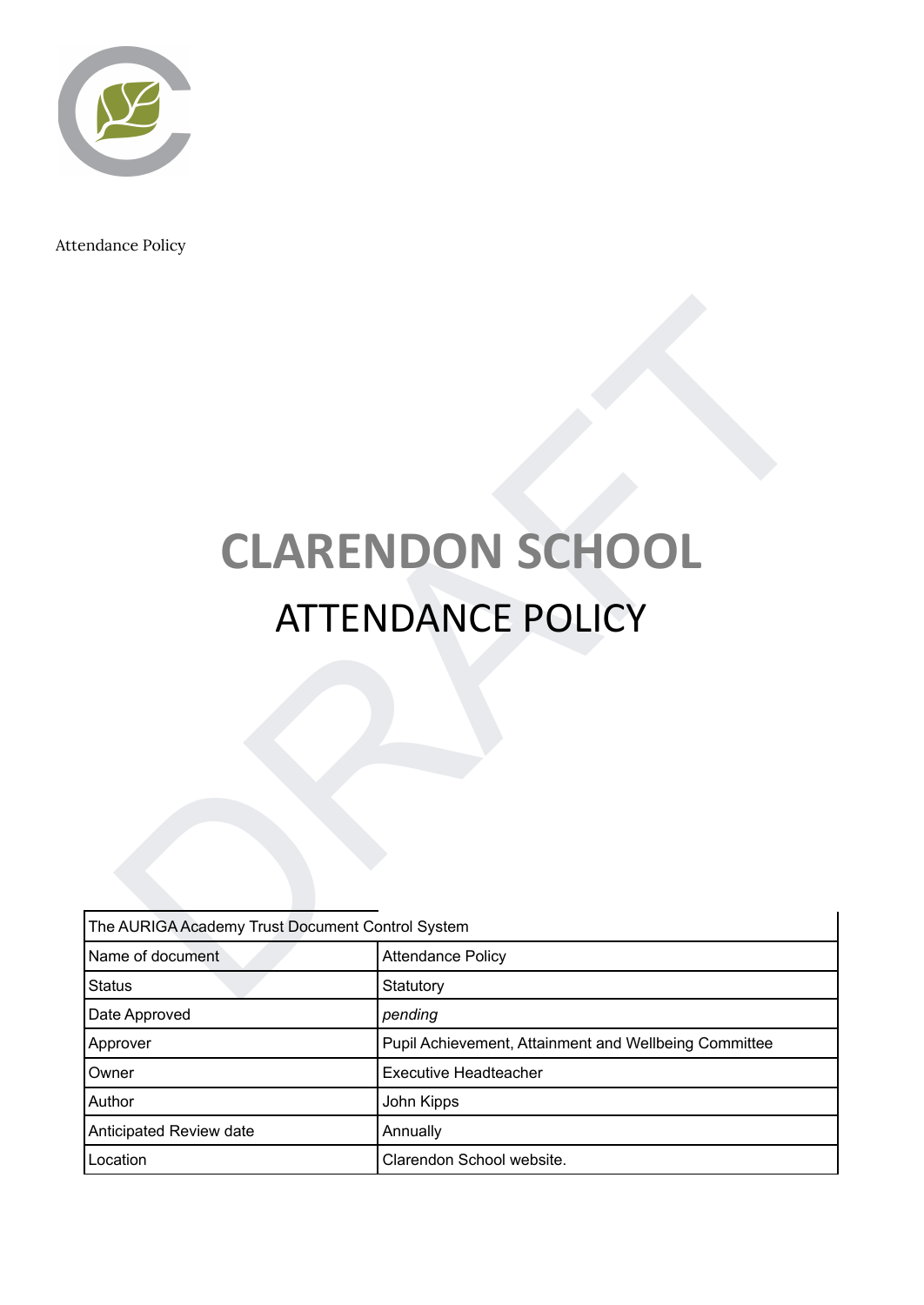Attendance Policy

# CLARENDON SCHOOL

## ATTENDANCE POLICY

| The AURIGA Academy Trust Document Control System | |
|---|---|
| Name of document | Attendance Policy |
| Status | Statutory |
| Date Approved | *pending* |
| Approver | Pupil Achievement, Attainment and Wellbeing Committee |
| Owner | Executive Headteacher |
| Author | John Kipps |
| Anticipated Review date | Annually |
| Location | Clarendon School website. |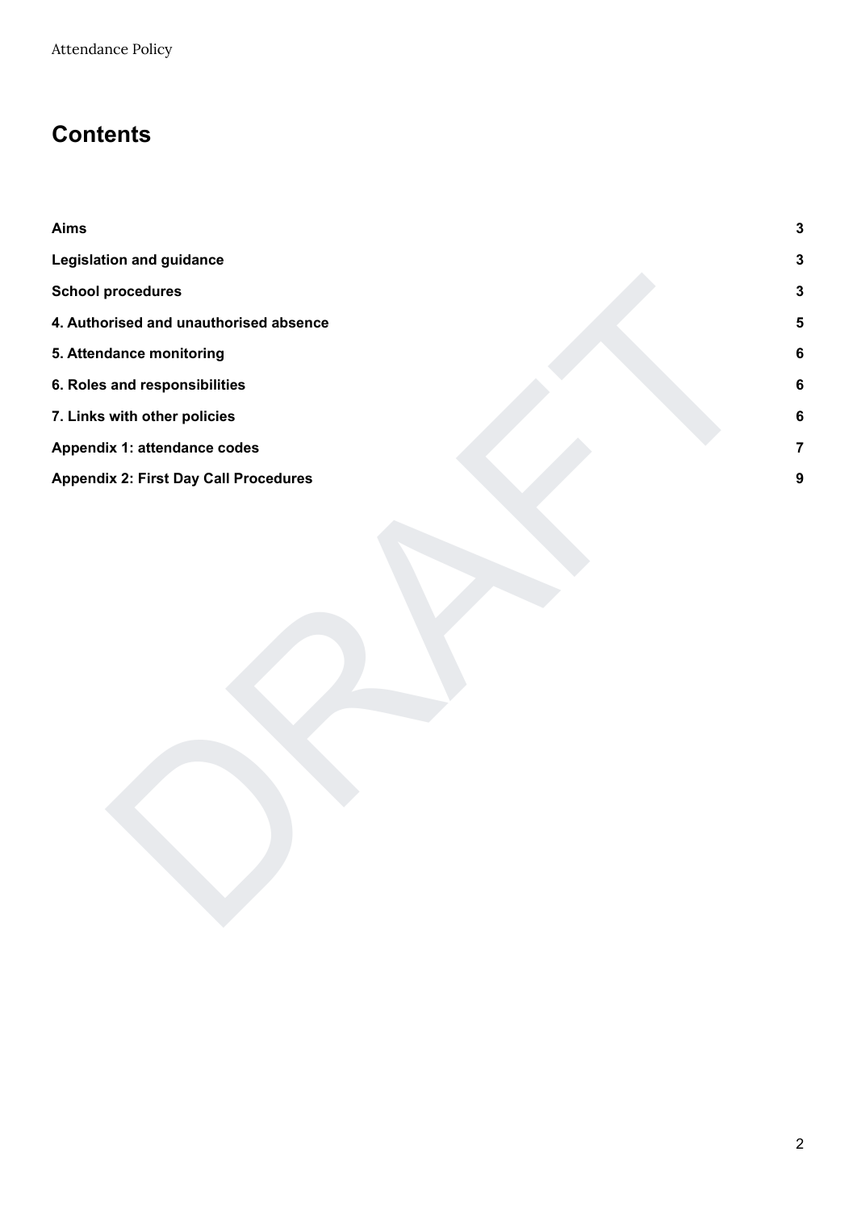# Contents

| | |
|---|---|
| **Aims** | **3** |
| **Legislation and guidance** | **3** |
| **School procedures** | **3** |
| **4. Authorised and unauthorised absence** | **5** |
| **5. Attendance monitoring** | **6** |
| **6. Roles and responsibilities** | **6** |
| **7. Links with other policies** | **6** |
| **Appendix 1: attendance codes** | **7** |
| **Appendix 2: First Day Call Procedures** | **9** |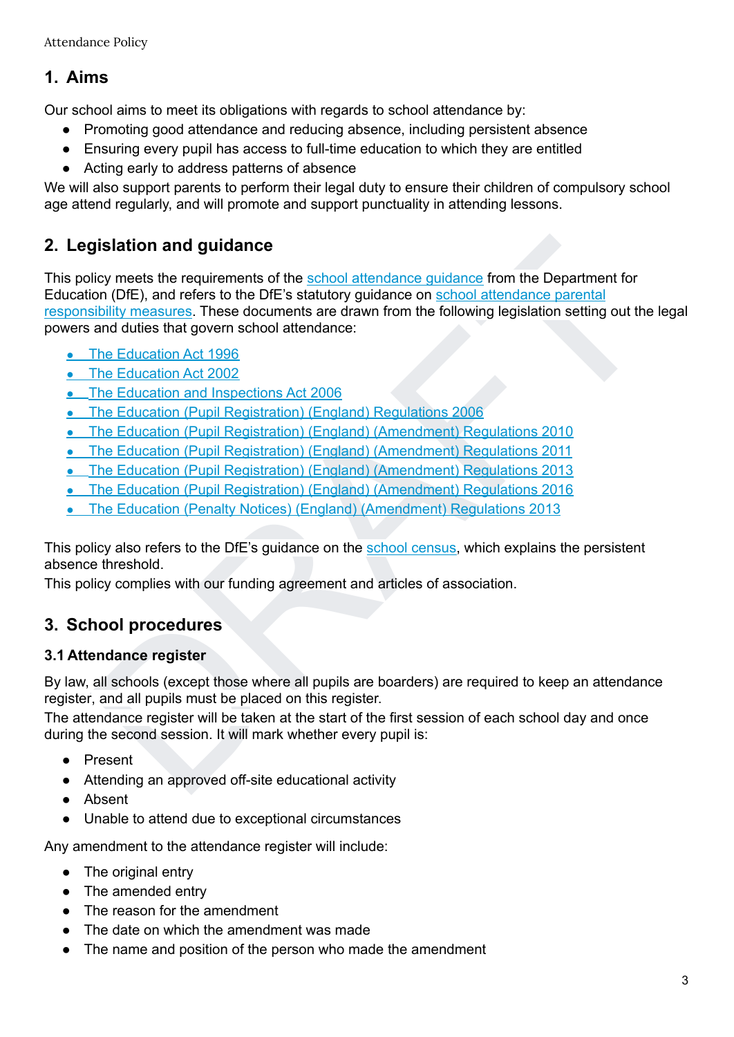## 1. Aims

Our school aims to meet its obligations with regards to school attendance by:

- Promoting good attendance and reducing absence, including persistent absence
- Ensuring every pupil has access to full-time education to which they are entitled
- Acting early to address patterns of absence

We will also support parents to perform their legal duty to ensure their children of compulsory school age attend regularly, and will promote and support punctuality in attending lessons.

## 2. Legislation and guidance

This policy meets the requirements of the school attendance guidance from the Department for Education (DfE), and refers to the DfE's statutory guidance on school attendance parental responsibility measures. These documents are drawn from the following legislation setting out the legal powers and duties that govern school attendance:

- The Education Act 1996
- The Education Act 2002
- The Education and Inspections Act 2006
- The Education (Pupil Registration) (England) Regulations 2006
- The Education (Pupil Registration) (England) (Amendment) Regulations 2010
- The Education (Pupil Registration) (England) (Amendment) Regulations 2011
- The Education (Pupil Registration) (England) (Amendment) Regulations 2013
- The Education (Pupil Registration) (England) (Amendment) Regulations 2016
- The Education (Penalty Notices) (England) (Amendment) Regulations 2013

This policy also refers to the DfE's guidance on the school census, which explains the persistent absence threshold.

This policy complies with our funding agreement and articles of association.

## 3. School procedures

### 3.1 Attendance register

By law, all schools (except those where all pupils are boarders) are required to keep an attendance register, and all pupils must be placed on this register.

The attendance register will be taken at the start of the first session of each school day and once during the second session. It will mark whether every pupil is:

- Present
- Attending an approved off-site educational activity
- Absent
- Unable to attend due to exceptional circumstances

Any amendment to the attendance register will include:

- The original entry
- The amended entry
- The reason for the amendment
- The date on which the amendment was made
- The name and position of the person who made the amendment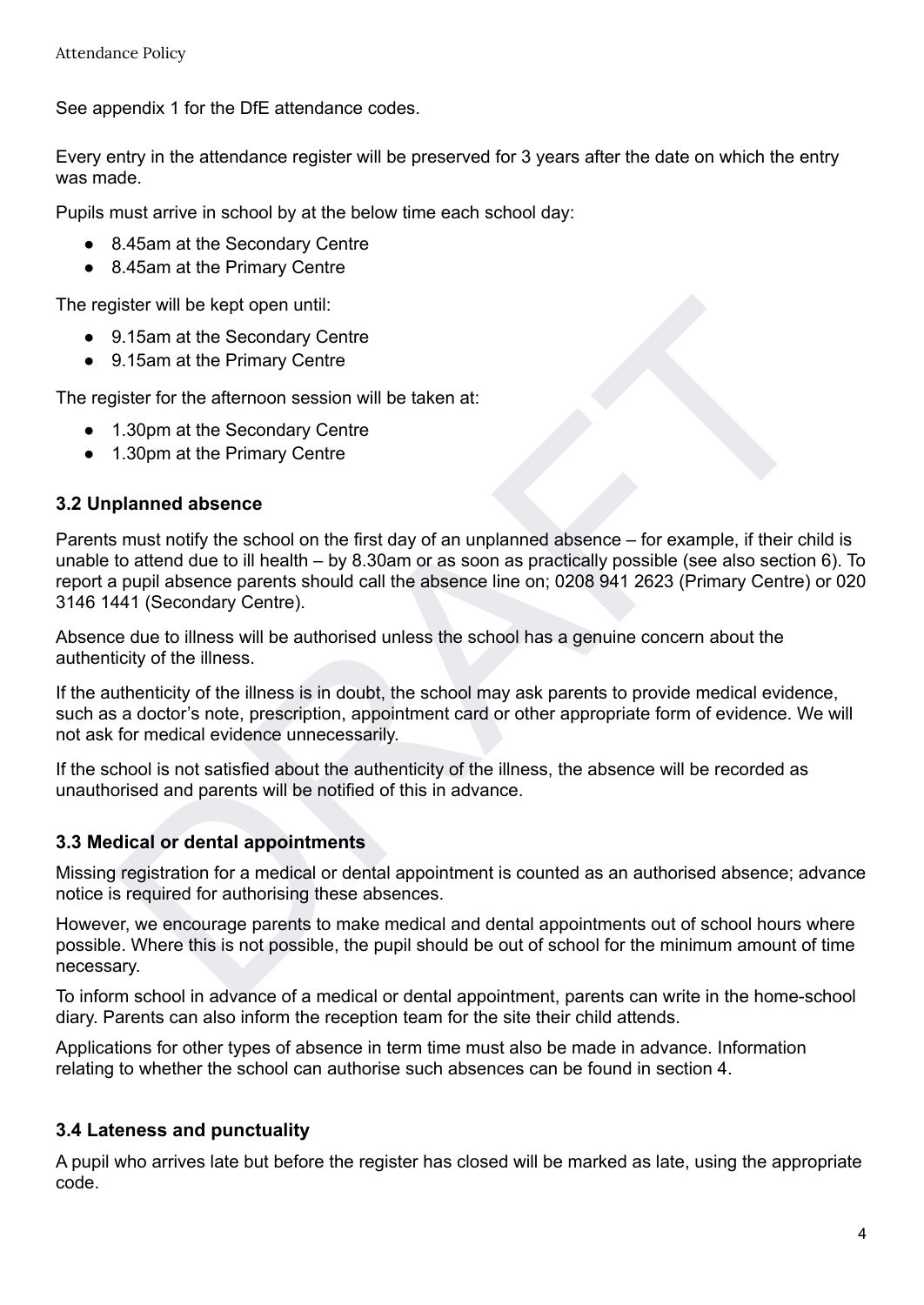See appendix 1 for the DfE attendance codes.

Every entry in the attendance register will be preserved for 3 years after the date on which the entry was made.

Pupils must arrive in school by at the below time each school day:

- 8.45am at the Secondary Centre
- 8.45am at the Primary Centre

The register will be kept open until:

- 9.15am at the Secondary Centre
- 9.15am at the Primary Centre

The register for the afternoon session will be taken at:

- 1.30pm at the Secondary Centre
- 1.30pm at the Primary Centre

### 3.2 Unplanned absence

Parents must notify the school on the first day of an unplanned absence – for example, if their child is unable to attend due to ill health – by 8.30am or as soon as practically possible (see also section 6). To report a pupil absence parents should call the absence line on; 0208 941 2623 (Primary Centre) or 020 3146 1441 (Secondary Centre).

Absence due to illness will be authorised unless the school has a genuine concern about the authenticity of the illness.

If the authenticity of the illness is in doubt, the school may ask parents to provide medical evidence, such as a doctor's note, prescription, appointment card or other appropriate form of evidence. We will not ask for medical evidence unnecessarily.

If the school is not satisfied about the authenticity of the illness, the absence will be recorded as unauthorised and parents will be notified of this in advance.

### 3.3 Medical or dental appointments

Missing registration for a medical or dental appointment is counted as an authorised absence; advance notice is required for authorising these absences.

However, we encourage parents to make medical and dental appointments out of school hours where possible. Where this is not possible, the pupil should be out of school for the minimum amount of time necessary.

To inform school in advance of a medical or dental appointment, parents can write in the home-school diary. Parents can also inform the reception team for the site their child attends.

Applications for other types of absence in term time must also be made in advance. Information relating to whether the school can authorise such absences can be found in section 4.

### 3.4 Lateness and punctuality

A pupil who arrives late but before the register has closed will be marked as late, using the appropriate code.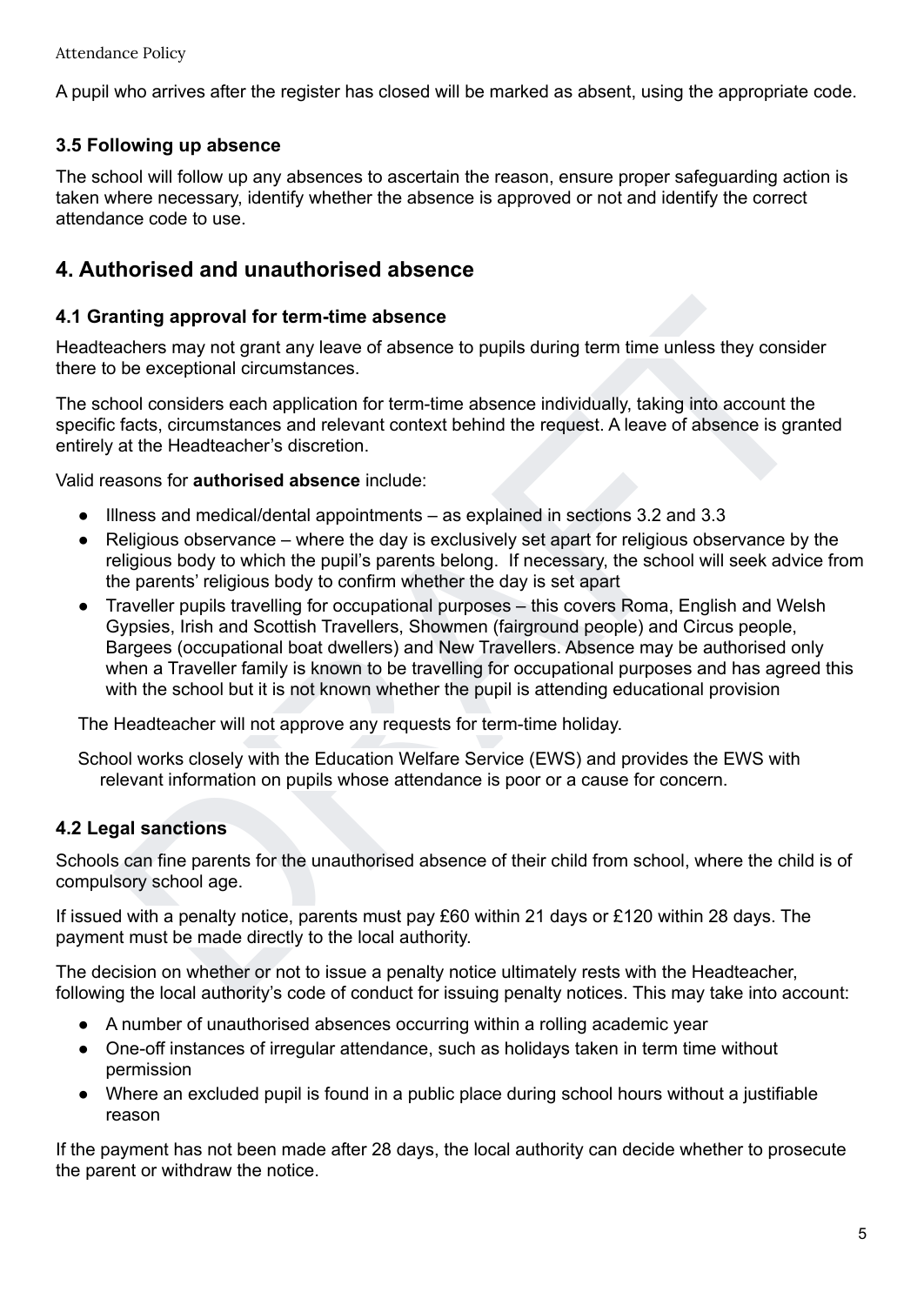A pupil who arrives after the register has closed will be marked as absent, using the appropriate code.

### 3.5 Following up absence

The school will follow up any absences to ascertain the reason, ensure proper safeguarding action is taken where necessary, identify whether the absence is approved or not and identify the correct attendance code to use.

## 4. Authorised and unauthorised absence

### 4.1 Granting approval for term-time absence

Headteachers may not grant any leave of absence to pupils during term time unless they consider there to be exceptional circumstances.

The school considers each application for term-time absence individually, taking into account the specific facts, circumstances and relevant context behind the request. A leave of absence is granted entirely at the Headteacher's discretion.

Valid reasons for **authorised absence** include:

- Illness and medical/dental appointments – as explained in sections 3.2 and 3.3
- Religious observance – where the day is exclusively set apart for religious observance by the religious body to which the pupil's parents belong. If necessary, the school will seek advice from the parents' religious body to confirm whether the day is set apart
- Traveller pupils travelling for occupational purposes – this covers Roma, English and Welsh Gypsies, Irish and Scottish Travellers, Showmen (fairground people) and Circus people, Bargees (occupational boat dwellers) and New Travellers. Absence may be authorised only when a Traveller family is known to be travelling for occupational purposes and has agreed this with the school but it is not known whether the pupil is attending educational provision

The Headteacher will not approve any requests for term-time holiday.

School works closely with the Education Welfare Service (EWS) and provides the EWS with relevant information on pupils whose attendance is poor or a cause for concern.

### 4.2 Legal sanctions

Schools can fine parents for the unauthorised absence of their child from school, where the child is of compulsory school age.

If issued with a penalty notice, parents must pay £60 within 21 days or £120 within 28 days. The payment must be made directly to the local authority.

The decision on whether or not to issue a penalty notice ultimately rests with the Headteacher, following the local authority's code of conduct for issuing penalty notices. This may take into account:

- A number of unauthorised absences occurring within a rolling academic year
- One-off instances of irregular attendance, such as holidays taken in term time without permission
- Where an excluded pupil is found in a public place during school hours without a justifiable reason

If the payment has not been made after 28 days, the local authority can decide whether to prosecute the parent or withdraw the notice.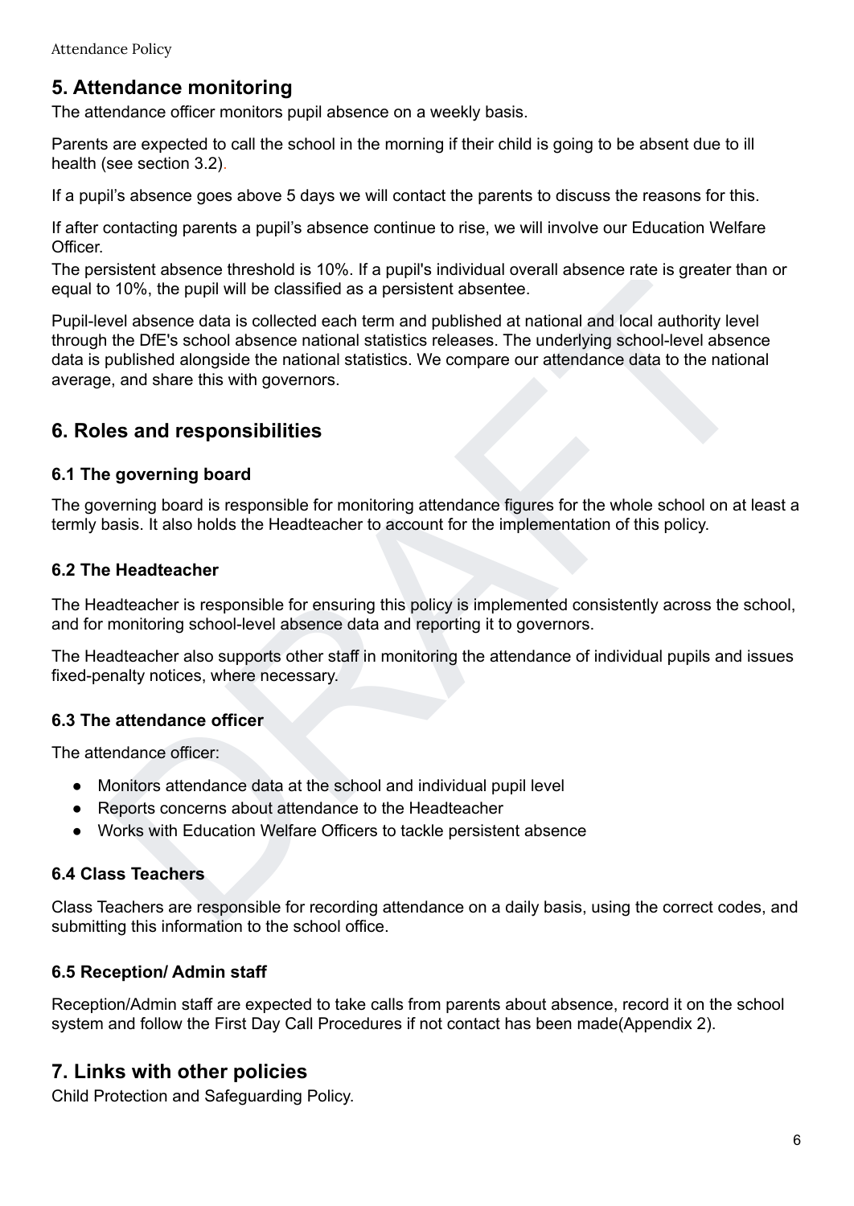## 5. Attendance monitoring

The attendance officer monitors pupil absence on a weekly basis.

Parents are expected to call the school in the morning if their child is going to be absent due to ill health (see section 3.2).

If a pupil's absence goes above 5 days we will contact the parents to discuss the reasons for this.

If after contacting parents a pupil's absence continue to rise, we will involve our Education Welfare Officer.

The persistent absence threshold is 10%. If a pupil's individual overall absence rate is greater than or equal to 10%, the pupil will be classified as a persistent absentee.

Pupil-level absence data is collected each term and published at national and local authority level through the DfE's school absence national statistics releases. The underlying school-level absence data is published alongside the national statistics. We compare our attendance data to the national average, and share this with governors.

## 6. Roles and responsibilities

### 6.1 The governing board

The governing board is responsible for monitoring attendance figures for the whole school on at least a termly basis. It also holds the Headteacher to account for the implementation of this policy.

### 6.2 The Headteacher

The Headteacher is responsible for ensuring this policy is implemented consistently across the school, and for monitoring school-level absence data and reporting it to governors.

The Headteacher also supports other staff in monitoring the attendance of individual pupils and issues fixed-penalty notices, where necessary.

### 6.3 The attendance officer

The attendance officer:

- Monitors attendance data at the school and individual pupil level
- Reports concerns about attendance to the Headteacher
- Works with Education Welfare Officers to tackle persistent absence

### 6.4 Class Teachers

Class Teachers are responsible for recording attendance on a daily basis, using the correct codes, and submitting this information to the school office.

### 6.5 Reception/ Admin staff

Reception/Admin staff are expected to take calls from parents about absence, record it on the school system and follow the First Day Call Procedures if not contact has been made(Appendix 2).

## 7. Links with other policies

Child Protection and Safeguarding Policy.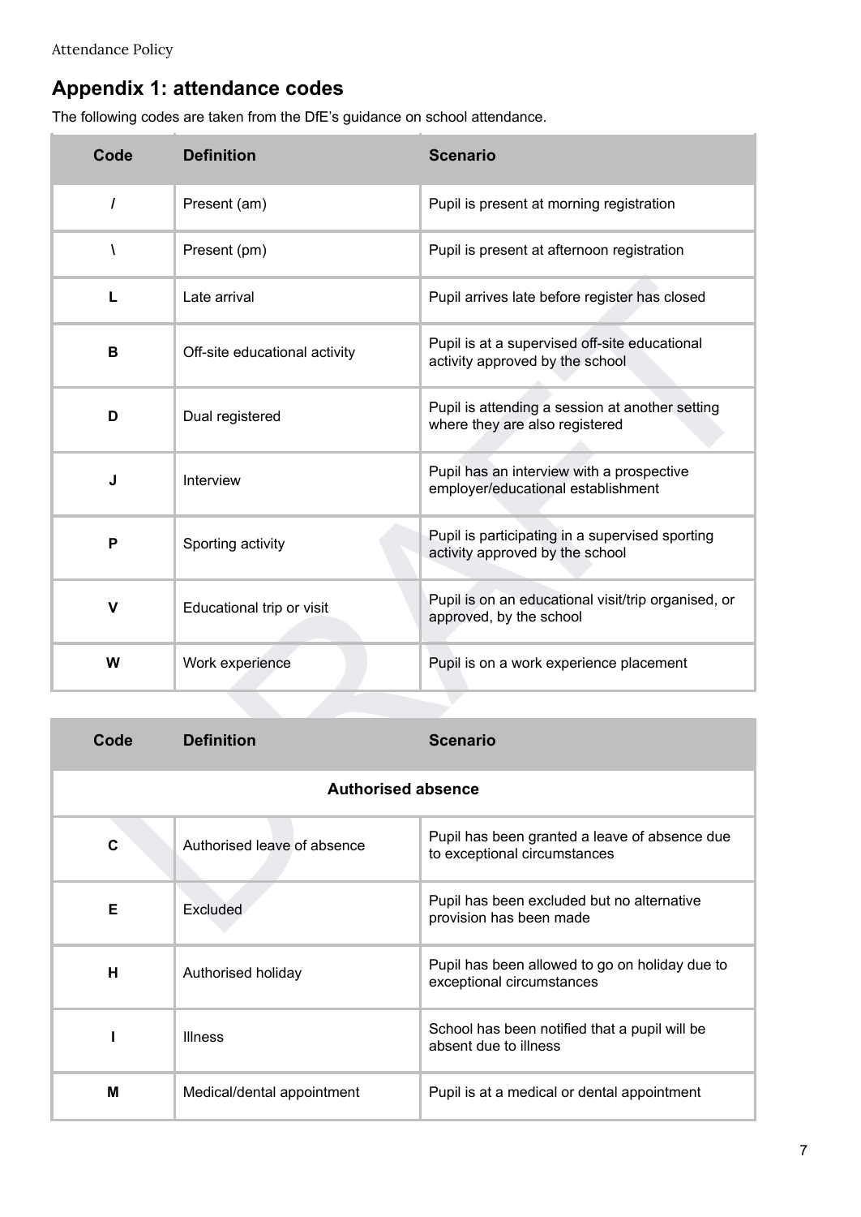## Appendix 1: attendance codes

The following codes are taken from the DfE's guidance on school attendance.

| Code | Definition | Scenario |
|---|---|---|
| / | Present (am) | Pupil is present at morning registration |
| \ | Present (pm) | Pupil is present at afternoon registration |
| L | Late arrival | Pupil arrives late before register has closed |
| B | Off-site educational activity | Pupil is at a supervised off-site educational activity approved by the school |
| D | Dual registered | Pupil is attending a session at another setting where they are also registered |
| J | Interview | Pupil has an interview with a prospective employer/educational establishment |
| P | Sporting activity | Pupil is participating in a supervised sporting activity approved by the school |
| V | Educational trip or visit | Pupil is on an educational visit/trip organised, or approved, by the school |
| W | Work experience | Pupil is on a work experience placement |

| Code | Definition | Scenario |
|---|---|---|
| **Authorised absence** | | |
| C | Authorised leave of absence | Pupil has been granted a leave of absence due to exceptional circumstances |
| E | Excluded | Pupil has been excluded but no alternative provision has been made |
| H | Authorised holiday | Pupil has been allowed to go on holiday due to exceptional circumstances |
| I | Illness | School has been notified that a pupil will be absent due to illness |
| M | Medical/dental appointment | Pupil is at a medical or dental appointment |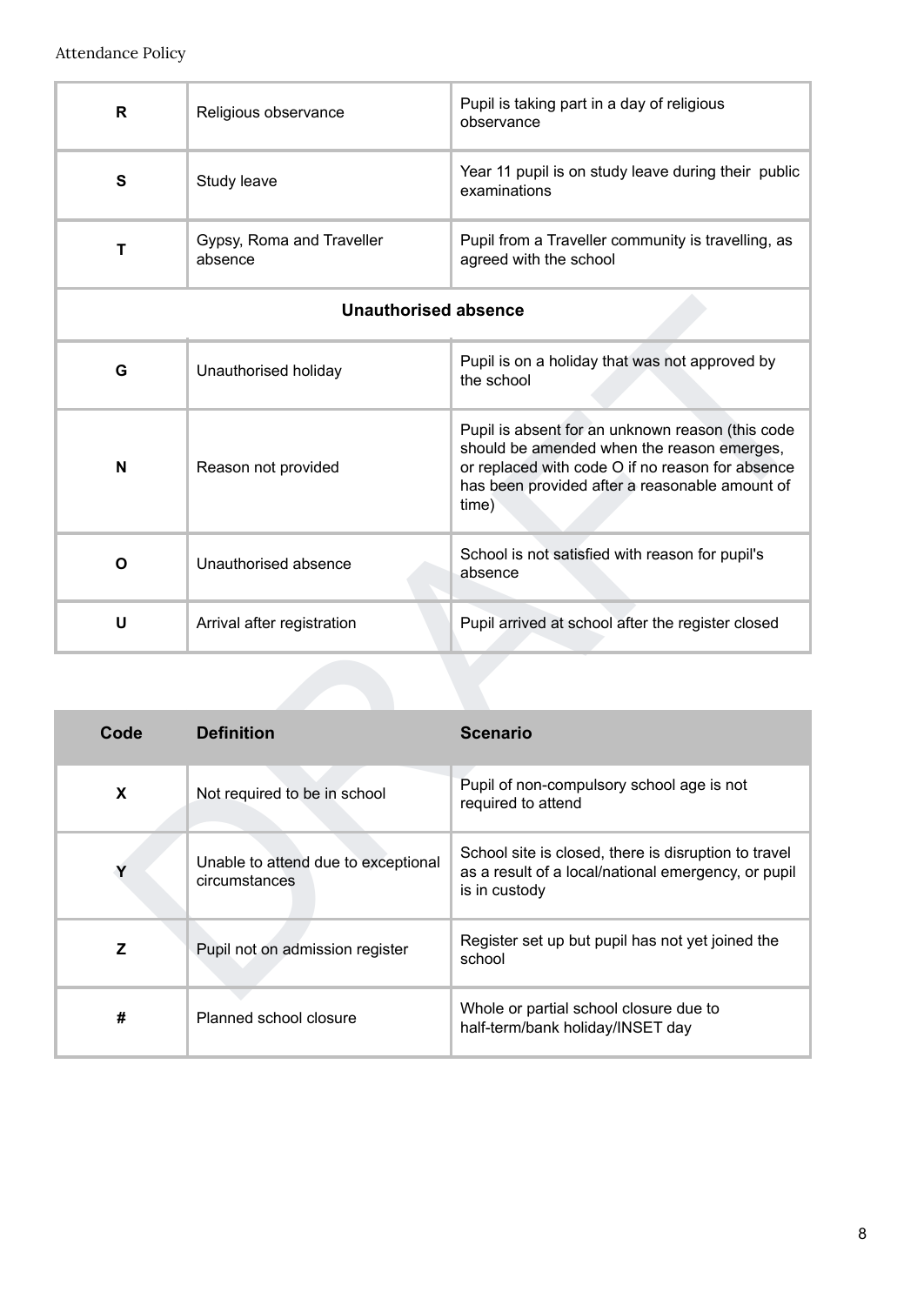| | | |
|---|---|---|
| R | Religious observance | Pupil is taking part in a day of religious observance |
| S | Study leave | Year 11 pupil is on study leave during their public examinations |
| T | Gypsy, Roma and Traveller absence | Pupil from a Traveller community is travelling, as agreed with the school |
| **Unauthorised absence** | | |
| G | Unauthorised holiday | Pupil is on a holiday that was not approved by the school |
| N | Reason not provided | Pupil is absent for an unknown reason (this code should be amended when the reason emerges, or replaced with code O if no reason for absence has been provided after a reasonable amount of time) |
| O | Unauthorised absence | School is not satisfied with reason for pupil's absence |
| U | Arrival after registration | Pupil arrived at school after the register closed |

| Code | Definition | Scenario |
|---|---|---|
| X | Not required to be in school | Pupil of non-compulsory school age is not required to attend |
| Y | Unable to attend due to exceptional circumstances | School site is closed, there is disruption to travel as a result of a local/national emergency, or pupil is in custody |
| Z | Pupil not on admission register | Register set up but pupil has not yet joined the school |
| # | Planned school closure | Whole or partial school closure due to half-term/bank holiday/INSET day |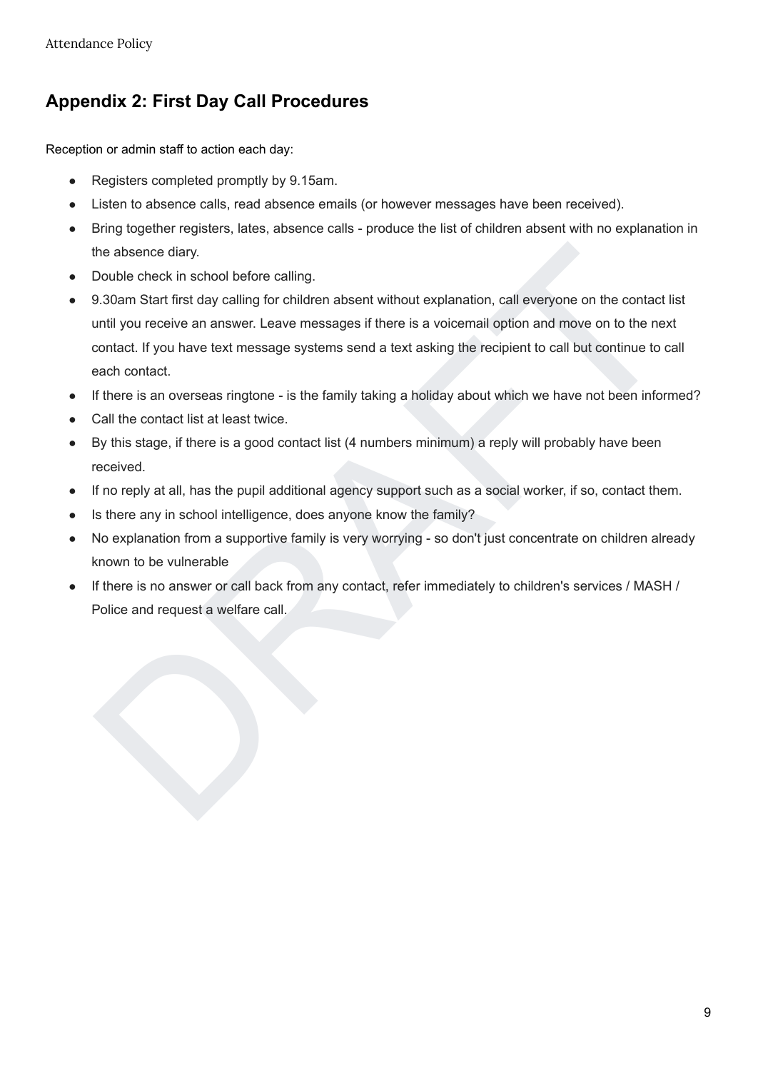## Appendix 2: First Day Call Procedures

Reception or admin staff to action each day:

- Registers completed promptly by 9.15am.
- Listen to absence calls, read absence emails (or however messages have been received).
- Bring together registers, lates, absence calls - produce the list of children absent with no explanation in the absence diary.
- Double check in school before calling.
- 9.30am Start first day calling for children absent without explanation, call everyone on the contact list until you receive an answer. Leave messages if there is a voicemail option and move on to the next contact. If you have text message systems send a text asking the recipient to call but continue to call each contact.
- If there is an overseas ringtone - is the family taking a holiday about which we have not been informed?
- Call the contact list at least twice.
- By this stage, if there is a good contact list (4 numbers minimum) a reply will probably have been received.
- If no reply at all, has the pupil additional agency support such as a social worker, if so, contact them.
- Is there any in school intelligence, does anyone know the family?
- No explanation from a supportive family is very worrying - so don't just concentrate on children already known to be vulnerable
- If there is no answer or call back from any contact, refer immediately to children's services / MASH / Police and request a welfare call.